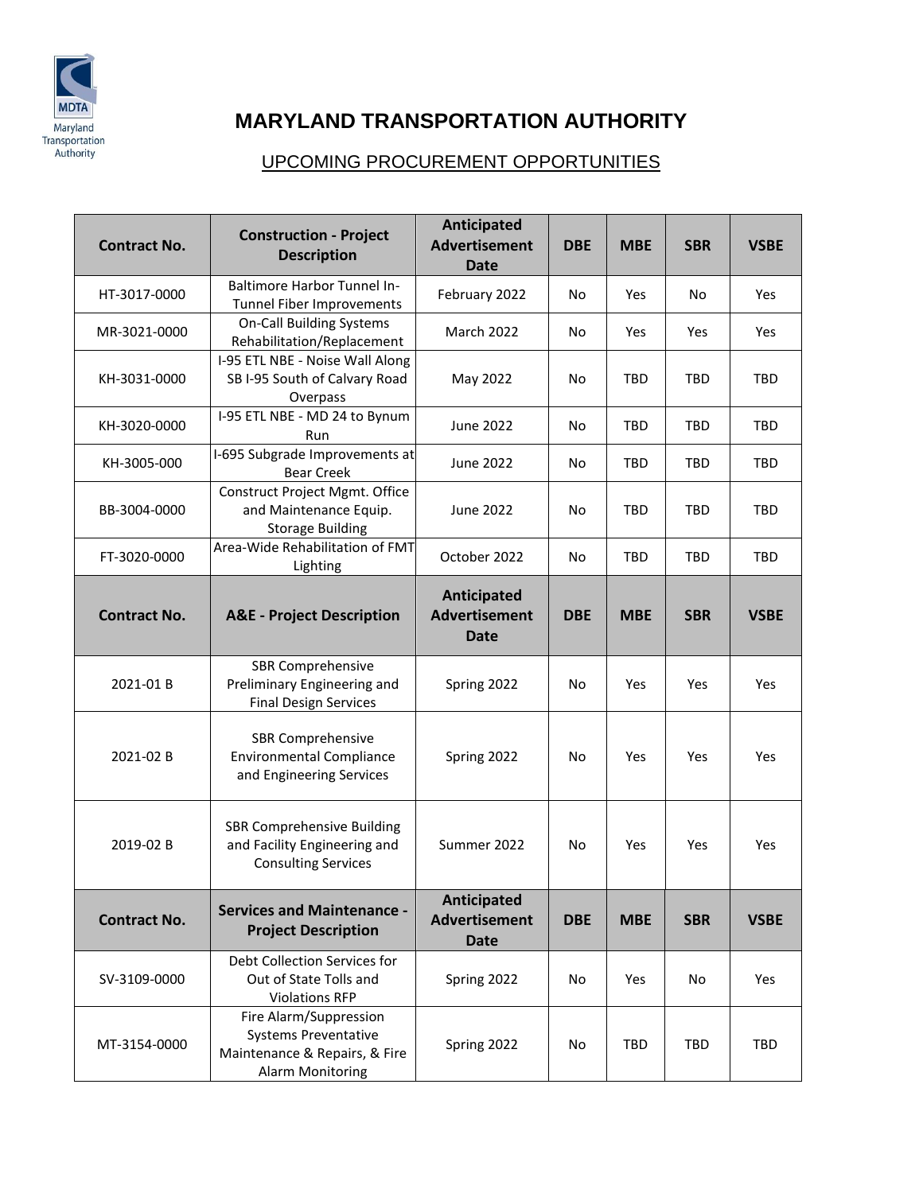# MARYLAND TRANSPORTATION AUTHORITY

## UPCOMING PROCUREMENT OPPORTUNITIES

| Contract No. | Construction - Project Description | Anticipated Advertisement Date | DBE | MBE | SBR | VSBE |
|---|---|---|---|---|---|---|
| HT-3017-0000 | Baltimore Harbor Tunnel In-Tunnel Fiber Improvements | February 2022 | No | Yes | No | Yes |
| MR-3021-0000 | On-Call Building Systems Rehabilitation/Replacement | March 2022 | No | Yes | Yes | Yes |
| KH-3031-0000 | I-95 ETL NBE - Noise Wall Along SB I-95 South of Calvary Road Overpass | May 2022 | No | TBD | TBD | TBD |
| KH-3020-0000 | I-95 ETL NBE - MD 24 to Bynum Run | June 2022 | No | TBD | TBD | TBD |
| KH-3005-000 | I-695 Subgrade Improvements at Bear Creek | June 2022 | No | TBD | TBD | TBD |
| BB-3004-0000 | Construct Project Mgmt. Office and Maintenance Equip. Storage Building | June 2022 | No | TBD | TBD | TBD |
| FT-3020-0000 | Area-Wide Rehabilitation of FMT Lighting | October 2022 | No | TBD | TBD | TBD |
| **Contract No.** | **A&E - Project Description** | **Anticipated Advertisement Date** | **DBE** | **MBE** | **SBR** | **VSBE** |
| 2021-01 B | SBR Comprehensive Preliminary Engineering and Final Design Services | Spring 2022 | No | Yes | Yes | Yes |
| 2021-02 B | SBR Comprehensive Environmental Compliance and Engineering Services | Spring 2022 | No | Yes | Yes | Yes |
| 2019-02 B | SBR Comprehensive Building and Facility Engineering and Consulting Services | Summer 2022 | No | Yes | Yes | Yes |
| **Contract No.** | **Services and Maintenance - Project Description** | **Anticipated Advertisement Date** | **DBE** | **MBE** | **SBR** | **VSBE** |
| SV-3109-0000 | Debt Collection Services for Out of State Tolls and Violations RFP | Spring 2022 | No | Yes | No | Yes |
| MT-3154-0000 | Fire Alarm/Suppression Systems Preventative Maintenance & Repairs, & Fire Alarm Monitoring | Spring 2022 | No | TBD | TBD | TBD |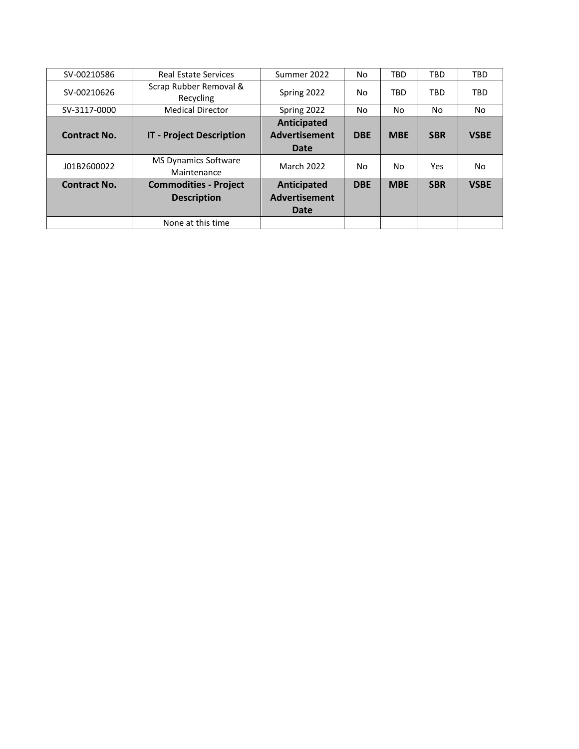| | | | | | | |
|---|---|---|---|---|---|---|
| SV-00210586 | Real Estate Services | Summer 2022 | No | TBD | TBD | TBD |
| SV-00210626 | Scrap Rubber Removal & Recycling | Spring 2022 | No | TBD | TBD | TBD |
| SV-3117-0000 | Medical Director | Spring 2022 | No | No | No | No |
| **Contract No.** | **IT - Project Description** | **Anticipated Advertisement Date** | **DBE** | **MBE** | **SBR** | **VSBE** |
| J01B2600022 | MS Dynamics Software Maintenance | March 2022 | No | No | Yes | No |
| **Contract No.** | **Commodities - Project Description** | **Anticipated Advertisement Date** | **DBE** | **MBE** | **SBR** | **VSBE** |
| | None at this time | | | | | |